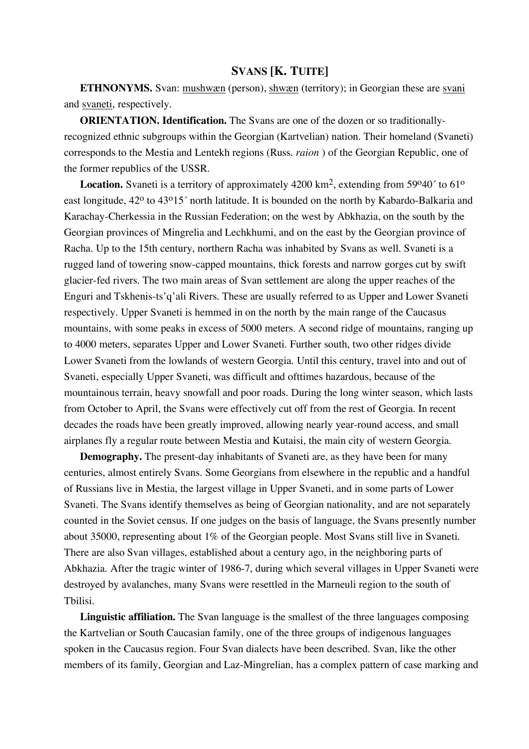# SVANS [K. TUITE]

**ETHNONYMS.** Svan: mushwæn (person), shwæn (territory); in Georgian these are svani and svaneti, respectively.

**ORIENTATION. Identification.** The Svans are one of the dozen or so traditionally-recognized ethnic subgroups within the Georgian (Kartvelian) nation. Their homeland (Svaneti) corresponds to the Mestia and Lentekh regions (Russ. *raion* ) of the Georgian Republic, one of the former republics of the USSR.

**Location.** Svaneti is a territory of approximately 4200 km$^2$, extending from 59º40´ to 61º east longitude, 42º to 43º15´ north latitude. It is bounded on the north by Kabardo-Balkaria and Karachay-Cherkessia in the Russian Federation; on the west by Abkhazia, on the south by the Georgian provinces of Mingrelia and Lechkhumi, and on the east by the Georgian province of Racha. Up to the 15th century, northern Racha was inhabited by Svans as well. Svaneti is a rugged land of towering snow-capped mountains, thick forests and narrow gorges cut by swift glacier-fed rivers. The two main areas of Svan settlement are along the upper reaches of the Enguri and Tskhenis-ts'q'ali Rivers. These are usually referred to as Upper and Lower Svaneti respectively. Upper Svaneti is hemmed in on the north by the main range of the Caucasus mountains, with some peaks in excess of 5000 meters. A second ridge of mountains, ranging up to 4000 meters, separates Upper and Lower Svaneti. Further south, two other ridges divide Lower Svaneti from the lowlands of western Georgia. Until this century, travel into and out of Svaneti, especially Upper Svaneti, was difficult and ofttimes hazardous, because of the mountainous terrain, heavy snowfall and poor roads. During the long winter season, which lasts from October to April, the Svans were effectively cut off from the rest of Georgia. In recent decades the roads have been greatly improved, allowing nearly year-round access, and small airplanes fly a regular route between Mestia and Kutaisi, the main city of western Georgia.

**Demography.** The present-day inhabitants of Svaneti are, as they have been for many centuries, almost entirely Svans. Some Georgians from elsewhere in the republic and a handful of Russians live in Mestia, the largest village in Upper Svaneti, and in some parts of Lower Svaneti. The Svans identify themselves as being of Georgian nationality, and are not separately counted in the Soviet census. If one judges on the basis of language, the Svans presently number about 35000, representing about 1% of the Georgian people. Most Svans still live in Svaneti. There are also Svan villages, established about a century ago, in the neighboring parts of Abkhazia. After the tragic winter of 1986-7, during which several villages in Upper Svaneti were destroyed by avalanches, many Svans were resettled in the Marneuli region to the south of Tbilisi.

**Linguistic affiliation.** The Svan language is the smallest of the three languages composing the Kartvelian or South Caucasian family, one of the three groups of indigenous languages spoken in the Caucasus region. Four Svan dialects have been described. Svan, like the other members of its family, Georgian and Laz-Mingrelian, has a complex pattern of case marking and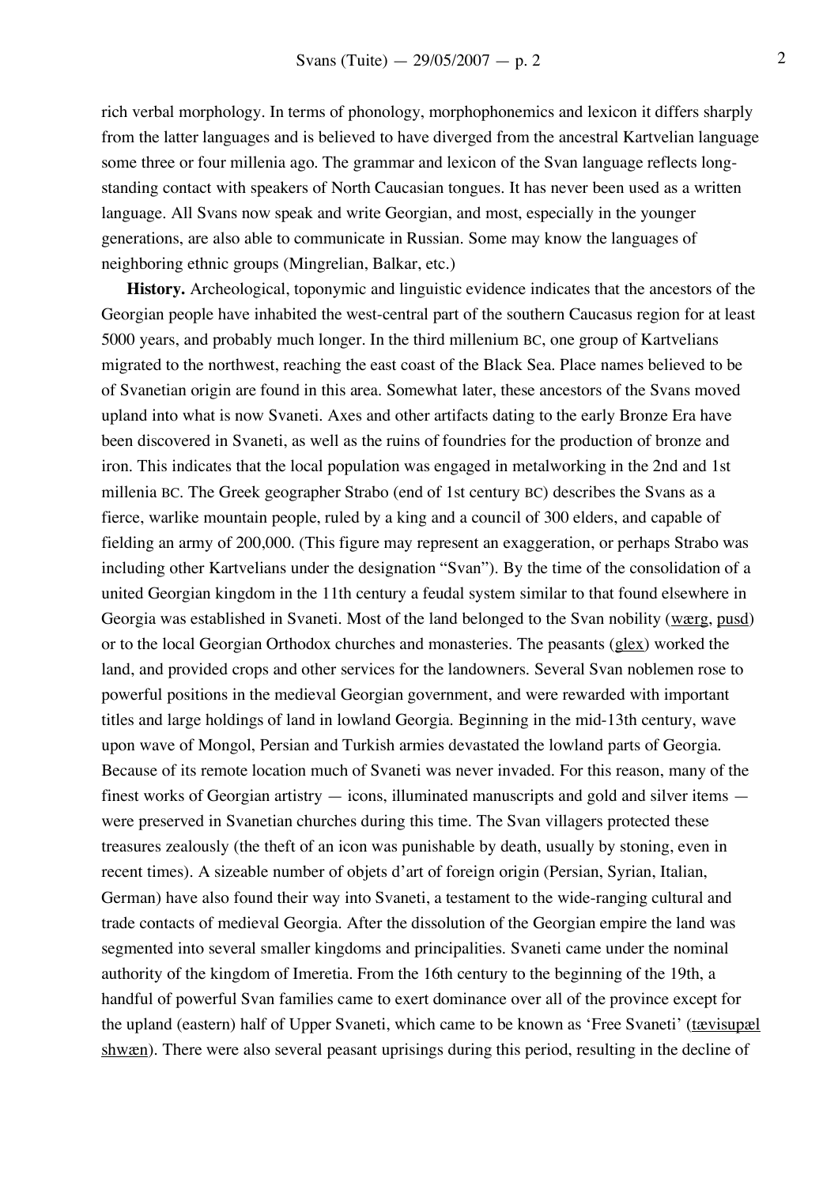rich verbal morphology. In terms of phonology, morphophonemics and lexicon it differs sharply from the latter languages and is believed to have diverged from the ancestral Kartvelian language some three or four millenia ago. The grammar and lexicon of the Svan language reflects long-standing contact with speakers of North Caucasian tongues. It has never been used as a written language. All Svans now speak and write Georgian, and most, especially in the younger generations, are also able to communicate in Russian. Some may know the languages of neighboring ethnic groups (Mingrelian, Balkar, etc.)

**History.** Archeological, toponymic and linguistic evidence indicates that the ancestors of the Georgian people have inhabited the west-central part of the southern Caucasus region for at least 5000 years, and probably much longer. In the third millenium BC, one group of Kartvelians migrated to the northwest, reaching the east coast of the Black Sea. Place names believed to be of Svanetian origin are found in this area. Somewhat later, these ancestors of the Svans moved upland into what is now Svaneti. Axes and other artifacts dating to the early Bronze Era have been discovered in Svaneti, as well as the ruins of foundries for the production of bronze and iron. This indicates that the local population was engaged in metalworking in the 2nd and 1st millenia BC. The Greek geographer Strabo (end of 1st century BC) describes the Svans as a fierce, warlike mountain people, ruled by a king and a council of 300 elders, and capable of fielding an army of 200,000. (This figure may represent an exaggeration, or perhaps Strabo was including other Kartvelians under the designation “Svan”). By the time of the consolidation of a united Georgian kingdom in the 11th century a feudal system similar to that found elsewhere in Georgia was established in Svaneti. Most of the land belonged to the Svan nobility (wærg, pusd) or to the local Georgian Orthodox churches and monasteries. The peasants (glex) worked the land, and provided crops and other services for the landowners. Several Svan noblemen rose to powerful positions in the medieval Georgian government, and were rewarded with important titles and large holdings of land in lowland Georgia. Beginning in the mid-13th century, wave upon wave of Mongol, Persian and Turkish armies devastated the lowland parts of Georgia. Because of its remote location much of Svaneti was never invaded. For this reason, many of the finest works of Georgian artistry — icons, illuminated manuscripts and gold and silver items — were preserved in Svanetian churches during this time. The Svan villagers protected these treasures zealously (the theft of an icon was punishable by death, usually by stoning, even in recent times). A sizeable number of objets d’art of foreign origin (Persian, Syrian, Italian, German) have also found their way into Svaneti, a testament to the wide-ranging cultural and trade contacts of medieval Georgia. After the dissolution of the Georgian empire the land was segmented into several smaller kingdoms and principalities. Svaneti came under the nominal authority of the kingdom of Imeretia. From the 16th century to the beginning of the 19th, a handful of powerful Svan families came to exert dominance over all of the province except for the upland (eastern) half of Upper Svaneti, which came to be known as ‘Free Svaneti’ (tævisupæl shwæn). There were also several peasant uprisings during this period, resulting in the decline of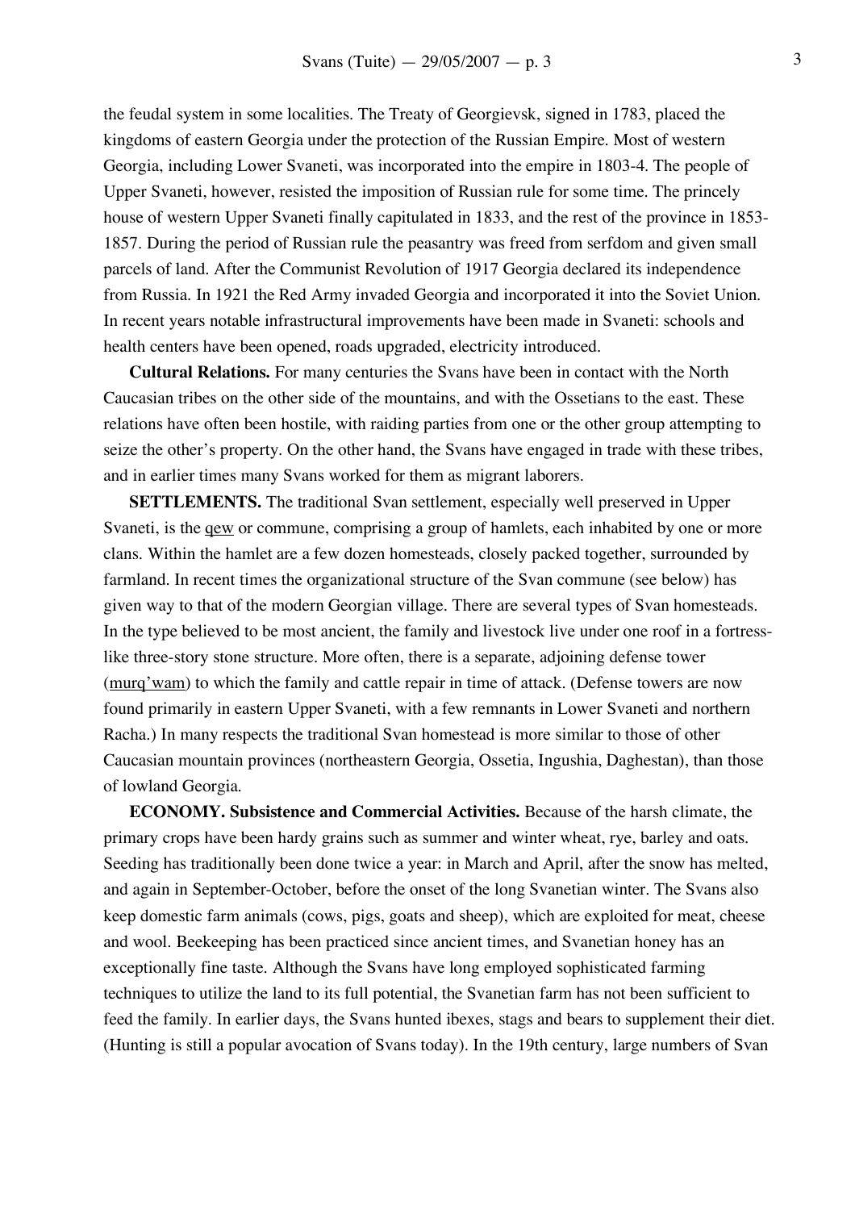the feudal system in some localities. The Treaty of Georgievsk, signed in 1783, placed the kingdoms of eastern Georgia under the protection of the Russian Empire. Most of western Georgia, including Lower Svaneti, was incorporated into the empire in 1803-4. The people of Upper Svaneti, however, resisted the imposition of Russian rule for some time. The princely house of western Upper Svaneti finally capitulated in 1833, and the rest of the province in 1853-1857. During the period of Russian rule the peasantry was freed from serfdom and given small parcels of land. After the Communist Revolution of 1917 Georgia declared its independence from Russia. In 1921 the Red Army invaded Georgia and incorporated it into the Soviet Union. In recent years notable infrastructural improvements have been made in Svaneti: schools and health centers have been opened, roads upgraded, electricity introduced.

**Cultural Relations.** For many centuries the Svans have been in contact with the North Caucasian tribes on the other side of the mountains, and with the Ossetians to the east. These relations have often been hostile, with raiding parties from one or the other group attempting to seize the other's property. On the other hand, the Svans have engaged in trade with these tribes, and in earlier times many Svans worked for them as migrant laborers.

**SETTLEMENTS.** The traditional Svan settlement, especially well preserved in Upper Svaneti, is the qew or commune, comprising a group of hamlets, each inhabited by one or more clans. Within the hamlet are a few dozen homesteads, closely packed together, surrounded by farmland. In recent times the organizational structure of the Svan commune (see below) has given way to that of the modern Georgian village. There are several types of Svan homesteads. In the type believed to be most ancient, the family and livestock live under one roof in a fortress-like three-story stone structure. More often, there is a separate, adjoining defense tower (murq'wam) to which the family and cattle repair in time of attack. (Defense towers are now found primarily in eastern Upper Svaneti, with a few remnants in Lower Svaneti and northern Racha.) In many respects the traditional Svan homestead is more similar to those of other Caucasian mountain provinces (northeastern Georgia, Ossetia, Ingushia, Daghestan), than those of lowland Georgia.

**ECONOMY. Subsistence and Commercial Activities.** Because of the harsh climate, the primary crops have been hardy grains such as summer and winter wheat, rye, barley and oats. Seeding has traditionally been done twice a year: in March and April, after the snow has melted, and again in September-October, before the onset of the long Svanetian winter. The Svans also keep domestic farm animals (cows, pigs, goats and sheep), which are exploited for meat, cheese and wool. Beekeeping has been practiced since ancient times, and Svanetian honey has an exceptionally fine taste. Although the Svans have long employed sophisticated farming techniques to utilize the land to its full potential, the Svanetian farm has not been sufficient to feed the family. In earlier days, the Svans hunted ibexes, stags and bears to supplement their diet. (Hunting is still a popular avocation of Svans today). In the 19th century, large numbers of Svan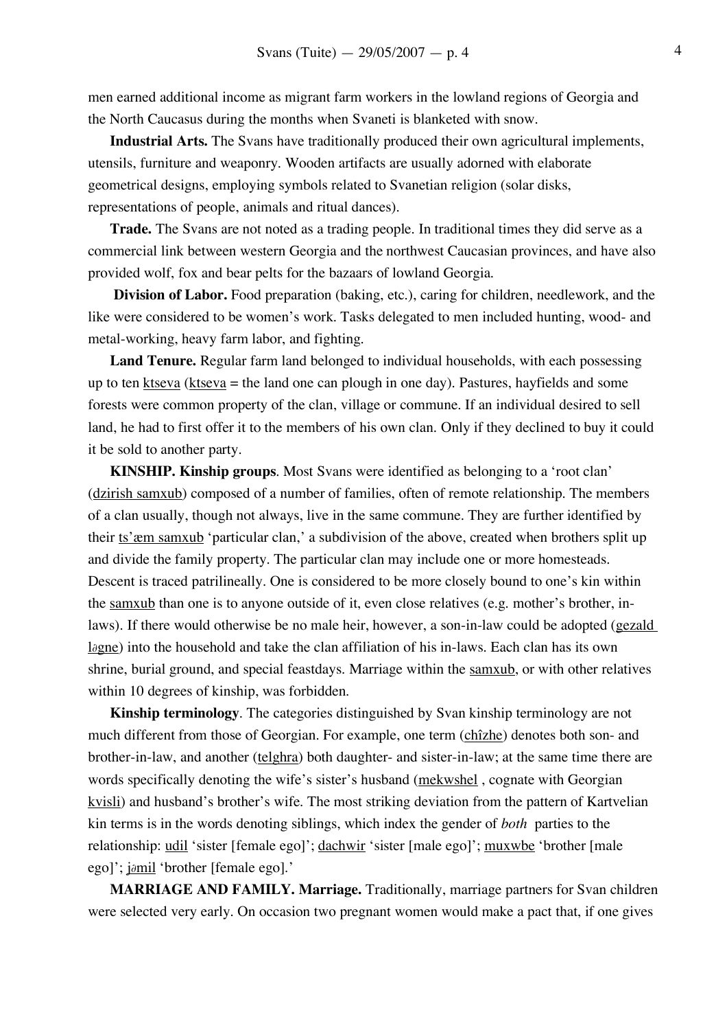men earned additional income as migrant farm workers in the lowland regions of Georgia and the North Caucasus during the months when Svaneti is blanketed with snow.

**Industrial Arts.** The Svans have traditionally produced their own agricultural implements, utensils, furniture and weaponry. Wooden artifacts are usually adorned with elaborate geometrical designs, employing symbols related to Svanetian religion (solar disks, representations of people, animals and ritual dances).

**Trade.** The Svans are not noted as a trading people. In traditional times they did serve as a commercial link between western Georgia and the northwest Caucasian provinces, and have also provided wolf, fox and bear pelts for the bazaars of lowland Georgia.

**Division of Labor.** Food preparation (baking, etc.), caring for children, needlework, and the like were considered to be women's work. Tasks delegated to men included hunting, wood- and metal-working, heavy farm labor, and fighting.

**Land Tenure.** Regular farm land belonged to individual households, with each possessing up to ten ktseva (ktseva = the land one can plough in one day). Pastures, hayfields and some forests were common property of the clan, village or commune. If an individual desired to sell land, he had to first offer it to the members of his own clan. Only if they declined to buy it could it be sold to another party.

**KINSHIP. Kinship groups**. Most Svans were identified as belonging to a 'root clan' (dzirish samxub) composed of a number of families, often of remote relationship. The members of a clan usually, though not always, live in the same commune. They are further identified by their ts'æm samxub 'particular clan,' a subdivision of the above, created when brothers split up and divide the family property. The particular clan may include one or more homesteads. Descent is traced patrilineally. One is considered to be more closely bound to one's kin within the samxub than one is to anyone outside of it, even close relatives (e.g. mother's brother, in-laws). If there would otherwise be no male heir, however, a son-in-law could be adopted (gezald ləgne) into the household and take the clan affiliation of his in-laws. Each clan has its own shrine, burial ground, and special feastdays. Marriage within the samxub, or with other relatives within 10 degrees of kinship, was forbidden.

**Kinship terminology**. The categories distinguished by Svan kinship terminology are not much different from those of Georgian. For example, one term (chîzhe) denotes both son- and brother-in-law, and another (telghra) both daughter- and sister-in-law; at the same time there are words specifically denoting the wife's sister's husband (mekwshel , cognate with Georgian kvisli) and husband's brother's wife. The most striking deviation from the pattern of Kartvelian kin terms is in the words denoting siblings, which index the gender of *both* parties to the relationship: udil 'sister [female ego]'; dachwir 'sister [male ego]'; muxwbe 'brother [male ego]'; jəmil 'brother [female ego].'

**MARRIAGE AND FAMILY. Marriage.** Traditionally, marriage partners for Svan children were selected very early. On occasion two pregnant women would make a pact that, if one gives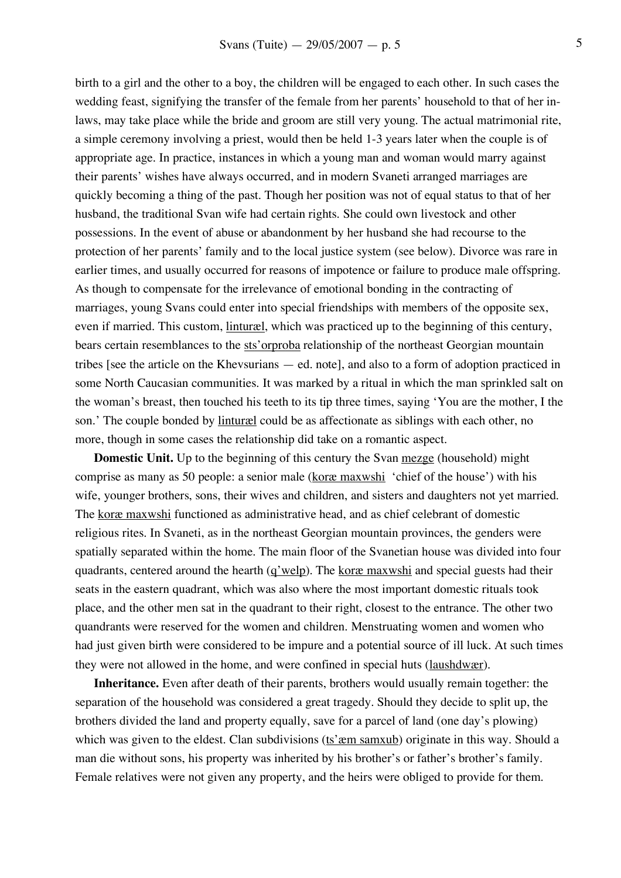birth to a girl and the other to a boy, the children will be engaged to each other. In such cases the wedding feast, signifying the transfer of the female from her parents' household to that of her in-laws, may take place while the bride and groom are still very young. The actual matrimonial rite, a simple ceremony involving a priest, would then be held 1-3 years later when the couple is of appropriate age. In practice, instances in which a young man and woman would marry against their parents' wishes have always occurred, and in modern Svaneti arranged marriages are quickly becoming a thing of the past. Though her position was not of equal status to that of her husband, the traditional Svan wife had certain rights. She could own livestock and other possessions. In the event of abuse or abandonment by her husband she had recourse to the protection of her parents' family and to the local justice system (see below). Divorce was rare in earlier times, and usually occurred for reasons of impotence or failure to produce male offspring. As though to compensate for the irrelevance of emotional bonding in the contracting of marriages, young Svans could enter into special friendships with members of the opposite sex, even if married. This custom, linturæl, which was practiced up to the beginning of this century, bears certain resemblances to the sts'orproba relationship of the northeast Georgian mountain tribes [see the article on the Khevsurians — ed. note], and also to a form of adoption practiced in some North Caucasian communities. It was marked by a ritual in which the man sprinkled salt on the woman's breast, then touched his teeth to its tip three times, saying 'You are the mother, I the son.' The couple bonded by linturæl could be as affectionate as siblings with each other, no more, though in some cases the relationship did take on a romantic aspect.

**Domestic Unit.** Up to the beginning of this century the Svan mezge (household) might comprise as many as 50 people: a senior male (koræ maxwshi 'chief of the house') with his wife, younger brothers, sons, their wives and children, and sisters and daughters not yet married. The koræ maxwshi functioned as administrative head, and as chief celebrant of domestic religious rites. In Svaneti, as in the northeast Georgian mountain provinces, the genders were spatially separated within the home. The main floor of the Svanetian house was divided into four quadrants, centered around the hearth (q'welp). The koræ maxwshi and special guests had their seats in the eastern quadrant, which was also where the most important domestic rituals took place, and the other men sat in the quadrant to their right, closest to the entrance. The other two quandrants were reserved for the women and children. Menstruating women and women who had just given birth were considered to be impure and a potential source of ill luck. At such times they were not allowed in the home, and were confined in special huts (laushdwær).

**Inheritance.** Even after death of their parents, brothers would usually remain together: the separation of the household was considered a great tragedy. Should they decide to split up, the brothers divided the land and property equally, save for a parcel of land (one day's plowing) which was given to the eldest. Clan subdivisions (ts'æm samxub) originate in this way. Should a man die without sons, his property was inherited by his brother's or father's brother's family. Female relatives were not given any property, and the heirs were obliged to provide for them.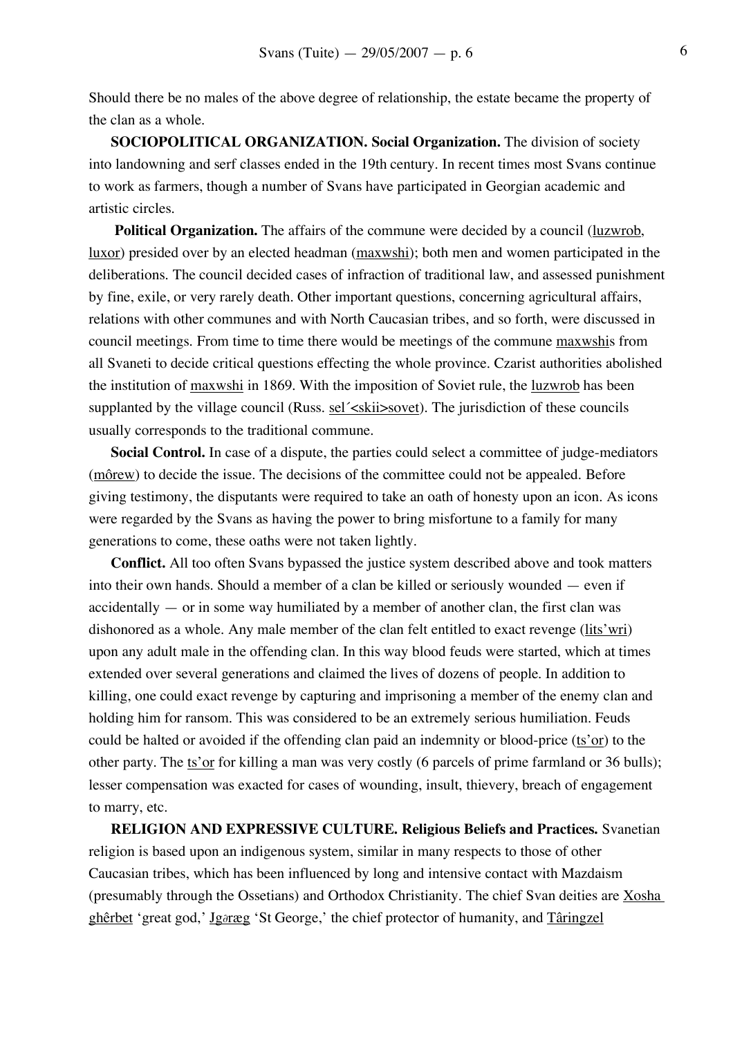Should there be no males of the above degree of relationship, the estate became the property of the clan as a whole.

**SOCIOPOLITICAL ORGANIZATION. Social Organization.** The division of society into landowning and serf classes ended in the 19th century. In recent times most Svans continue to work as farmers, though a number of Svans have participated in Georgian academic and artistic circles.

**Political Organization.** The affairs of the commune were decided by a council (luzwrob, luxor) presided over by an elected headman (maxwshi); both men and women participated in the deliberations. The council decided cases of infraction of traditional law, and assessed punishment by fine, exile, or very rarely death. Other important questions, concerning agricultural affairs, relations with other communes and with North Caucasian tribes, and so forth, were discussed in council meetings. From time to time there would be meetings of the commune maxwshis from all Svaneti to decide critical questions effecting the whole province. Czarist authorities abolished the institution of maxwshi in 1869. With the imposition of Soviet rule, the luzwrob has been supplanted by the village council (Russ. sel´<skii>sovet). The jurisdiction of these councils usually corresponds to the traditional commune.

**Social Control.** In case of a dispute, the parties could select a committee of judge-mediators (môrew) to decide the issue. The decisions of the committee could not be appealed. Before giving testimony, the disputants were required to take an oath of honesty upon an icon. As icons were regarded by the Svans as having the power to bring misfortune to a family for many generations to come, these oaths were not taken lightly.

**Conflict.** All too often Svans bypassed the justice system described above and took matters into their own hands. Should a member of a clan be killed or seriously wounded — even if accidentally — or in some way humiliated by a member of another clan, the first clan was dishonored as a whole. Any male member of the clan felt entitled to exact revenge (lits'wri) upon any adult male in the offending clan. In this way blood feuds were started, which at times extended over several generations and claimed the lives of dozens of people. In addition to killing, one could exact revenge by capturing and imprisoning a member of the enemy clan and holding him for ransom. This was considered to be an extremely serious humiliation. Feuds could be halted or avoided if the offending clan paid an indemnity or blood-price (ts'or) to the other party. The ts'or for killing a man was very costly (6 parcels of prime farmland or 36 bulls); lesser compensation was exacted for cases of wounding, insult, thievery, breach of engagement to marry, etc.

**RELIGION AND EXPRESSIVE CULTURE. Religious Beliefs and Practices.** Svanetian religion is based upon an indigenous system, similar in many respects to those of other Caucasian tribes, which has been influenced by long and intensive contact with Mazdaism (presumably through the Ossetians) and Orthodox Christianity. The chief Svan deities are Xosha ghêrbet 'great god,' Jgəræg 'St George,' the chief protector of humanity, and Târingzel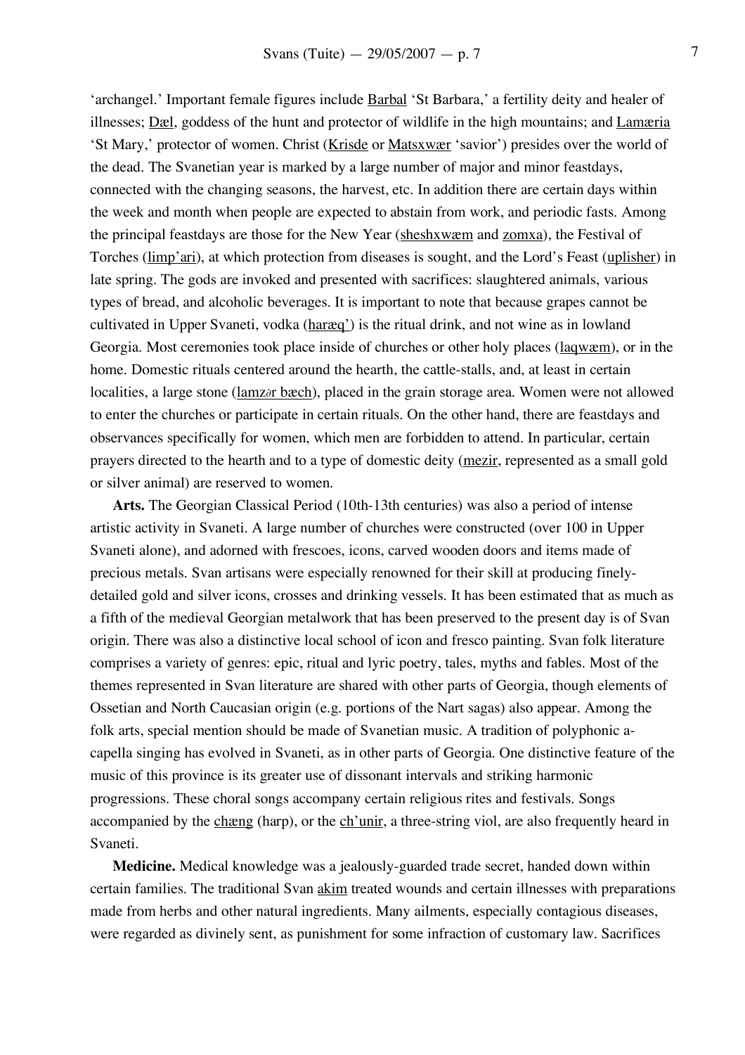'archangel.' Important female figures include Barbal 'St Barbara,' a fertility deity and healer of illnesses; Dæl, goddess of the hunt and protector of wildlife in the high mountains; and Lamæria 'St Mary,' protector of women. Christ (Krisde or Matsxwær 'savior') presides over the world of the dead. The Svanetian year is marked by a large number of major and minor feastdays, connected with the changing seasons, the harvest, etc. In addition there are certain days within the week and month when people are expected to abstain from work, and periodic fasts. Among the principal feastdays are those for the New Year (sheshxwæm and zomxa), the Festival of Torches (limp'ari), at which protection from diseases is sought, and the Lord's Feast (uplisher) in late spring. The gods are invoked and presented with sacrifices: slaughtered animals, various types of bread, and alcoholic beverages. It is important to note that because grapes cannot be cultivated in Upper Svaneti, vodka (haræq') is the ritual drink, and not wine as in lowland Georgia. Most ceremonies took place inside of churches or other holy places (laqwæm), or in the home. Domestic rituals centered around the hearth, the cattle-stalls, and, at least in certain localities, a large stone (lamzər bæch), placed in the grain storage area. Women were not allowed to enter the churches or participate in certain rituals. On the other hand, there are feastdays and observances specifically for women, which men are forbidden to attend. In particular, certain prayers directed to the hearth and to a type of domestic deity (mezir, represented as a small gold or silver animal) are reserved to women.

**Arts.** The Georgian Classical Period (10th-13th centuries) was also a period of intense artistic activity in Svaneti. A large number of churches were constructed (over 100 in Upper Svaneti alone), and adorned with frescoes, icons, carved wooden doors and items made of precious metals. Svan artisans were especially renowned for their skill at producing finely-detailed gold and silver icons, crosses and drinking vessels. It has been estimated that as much as a fifth of the medieval Georgian metalwork that has been preserved to the present day is of Svan origin. There was also a distinctive local school of icon and fresco painting. Svan folk literature comprises a variety of genres: epic, ritual and lyric poetry, tales, myths and fables. Most of the themes represented in Svan literature are shared with other parts of Georgia, though elements of Ossetian and North Caucasian origin (e.g. portions of the Nart sagas) also appear. Among the folk arts, special mention should be made of Svanetian music. A tradition of polyphonic a-capella singing has evolved in Svaneti, as in other parts of Georgia. One distinctive feature of the music of this province is its greater use of dissonant intervals and striking harmonic progressions. These choral songs accompany certain religious rites and festivals. Songs accompanied by the chæng (harp), or the ch'unir, a three-string viol, are also frequently heard in Svaneti.

**Medicine.** Medical knowledge was a jealously-guarded trade secret, handed down within certain families. The traditional Svan akim treated wounds and certain illnesses with preparations made from herbs and other natural ingredients. Many ailments, especially contagious diseases, were regarded as divinely sent, as punishment for some infraction of customary law. Sacrifices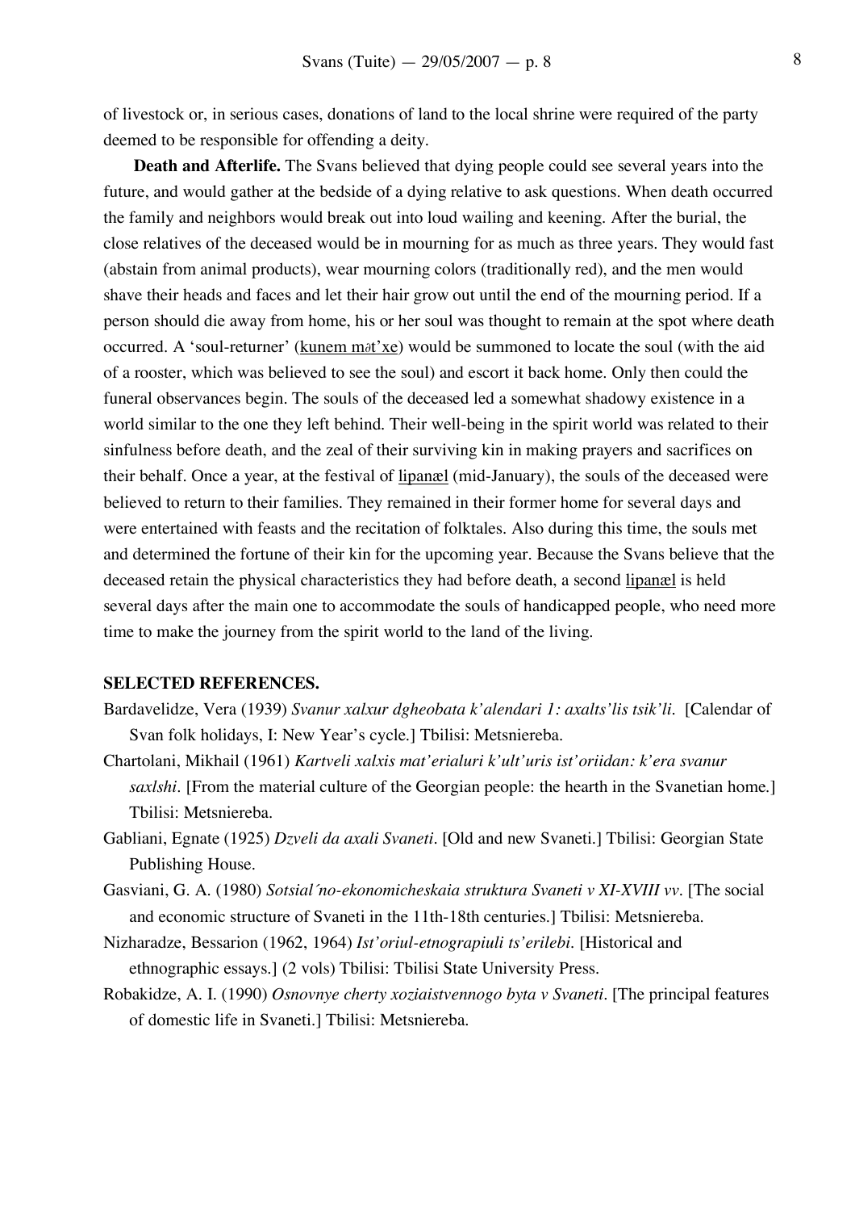of livestock or, in serious cases, donations of land to the local shrine were required of the party deemed to be responsible for offending a deity.

**Death and Afterlife.** The Svans believed that dying people could see several years into the future, and would gather at the bedside of a dying relative to ask questions. When death occurred the family and neighbors would break out into loud wailing and keening. After the burial, the close relatives of the deceased would be in mourning for as much as three years. They would fast (abstain from animal products), wear mourning colors (traditionally red), and the men would shave their heads and faces and let their hair grow out until the end of the mourning period. If a person should die away from home, his or her soul was thought to remain at the spot where death occurred. A 'soul-returner' (<u>kunem mət'xe</u>) would be summoned to locate the soul (with the aid of a rooster, which was believed to see the soul) and escort it back home. Only then could the funeral observances begin. The souls of the deceased led a somewhat shadowy existence in a world similar to the one they left behind. Their well-being in the spirit world was related to their sinfulness before death, and the zeal of their surviving kin in making prayers and sacrifices on their behalf. Once a year, at the festival of <u>lipanæl</u> (mid-January), the souls of the deceased were believed to return to their families. They remained in their former home for several days and were entertained with feasts and the recitation of folktales. Also during this time, the souls met and determined the fortune of their kin for the upcoming year. Because the Svans believe that the deceased retain the physical characteristics they had before death, a second <u>lipanæl</u> is held several days after the main one to accommodate the souls of handicapped people, who need more time to make the journey from the spirit world to the land of the living.

**SELECTED REFERENCES.**

Bardavelidze, Vera (1939) *Svanur xalxur dgheobata k'alendari 1: axalts'lis tsik'li*. [Calendar of Svan folk holidays, I: New Year's cycle.] Tbilisi: Metsniereba.

Chartolani, Mikhail (1961) *Kartveli xalxis mat'erialuri k'ult'uris ist'oriidan: k'era svanur saxlshi*. [From the material culture of the Georgian people: the hearth in the Svanetian home.] Tbilisi: Metsniereba.

Gabliani, Egnate (1925) *Dzveli da axali Svaneti*. [Old and new Svaneti.] Tbilisi: Georgian State Publishing House.

Gasviani, G. A. (1980) *Sotsial´no-ekonomicheskaia struktura Svaneti v XI-XVIII vv*. [The social and economic structure of Svaneti in the 11th-18th centuries.] Tbilisi: Metsniereba.

Nizharadze, Bessarion (1962, 1964) *Ist'oriul-etnograpiuli ts'erilebi*. [Historical and ethnographic essays.] (2 vols) Tbilisi: Tbilisi State University Press.

Robakidze, A. I. (1990) *Osnovnye cherty xoziaistvennogo byta v Svaneti*. [The principal features of domestic life in Svaneti.] Tbilisi: Metsniereba.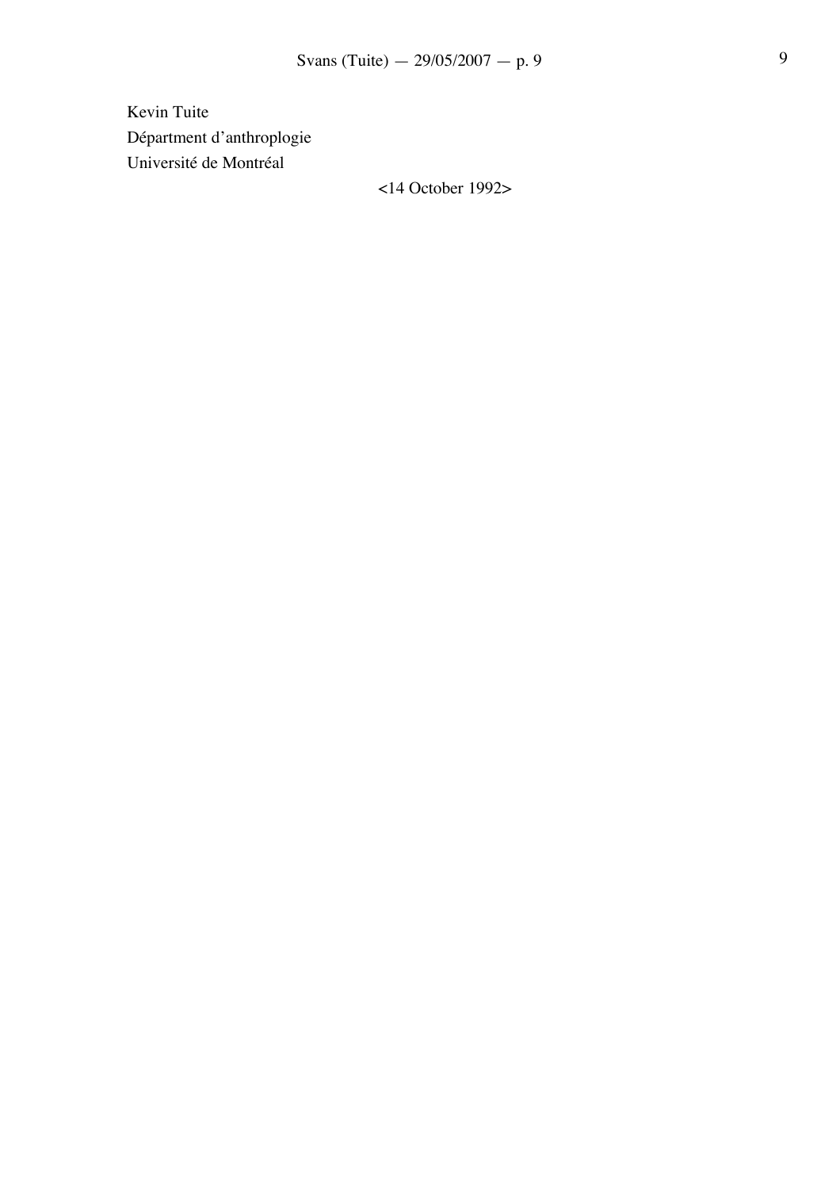Kevin Tuite
Départment d'anthroplogie
Université de Montréal

<14 October 1992>